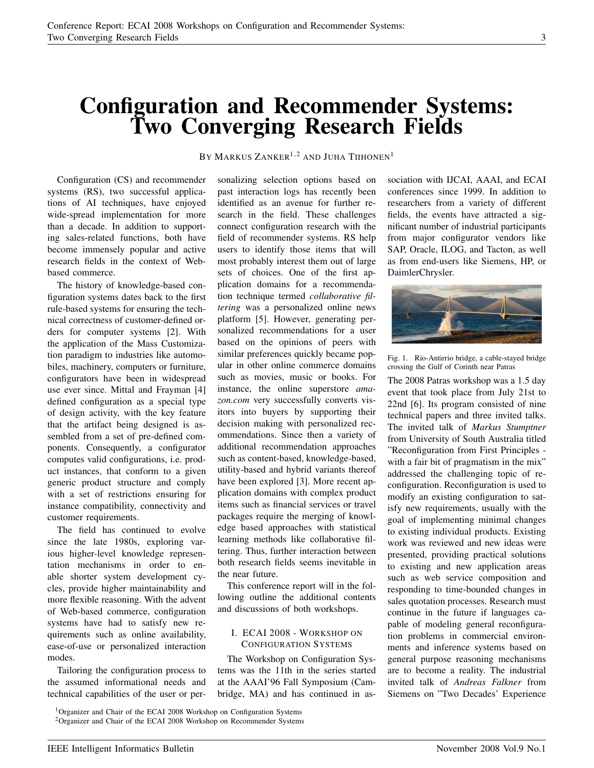# Configuration and Recommender Systems: Two Converging Research Fields

BY MARKUS ZANKER[1,2] AND JUHA TIIHONEN[1]

Configuration (CS) and recommender systems (RS), two successful applications of AI techniques, have enjoyed wide-spread implementation for more than a decade. In addition to supporting sales-related functions, both have become immensely popular and active research fields in the context of Web-based commerce.

The history of knowledge-based configuration systems dates back to the first rule-based systems for ensuring the technical correctness of customer-defined orders for computer systems [2]. With the application of the Mass Customization paradigm to industries like automobiles, machinery, computers or furniture, configurators have been in widespread use ever since. Mittal and Frayman [4] defined configuration as a special type of design activity, with the key feature that the artifact being designed is assembled from a set of pre-defined components. Consequently, a configurator computes valid configurations, i.e. product instances, that conform to a given generic product structure and comply with a set of restrictions ensuring for instance compatibility, connectivity and customer requirements.

The field has continued to evolve since the late 1980s, exploring various higher-level knowledge representation mechanisms in order to enable shorter system development cycles, provide higher maintainability and more flexible reasoning. With the advent of Web-based commerce, configuration systems have had to satisfy new requirements such as online availability, ease-of-use or personalized interaction modes.

Tailoring the configuration process to the assumed informational needs and technical capabilities of the user or personalizing selection options based on past interaction logs has recently been identified as an avenue for further research in the field. These challenges connect configuration research with the field of recommender systems. RS help users to identify those items that will most probably interest them out of large sets of choices. One of the first application domains for a recommendation technique termed *collaborative filtering* was a personalized online news platform [5]. However, generating personalized recommendations for a user based on the opinions of peers with similar preferences quickly became popular in other online commerce domains such as movies, music or books. For instance, the online superstore *amazon.com* very successfully converts visitors into buyers by supporting their decision making with personalized recommendations. Since then a variety of additional recommendation approaches such as content-based, knowledge-based, utility-based and hybrid variants thereof have been explored [3]. More recent application domains with complex product items such as financial services or travel packages require the merging of knowledge based approaches with statistical learning methods like collaborative filtering. Thus, further interaction between both research fields seems inevitable in the near future.

This conference report will in the following outline the additional contents and discussions of both workshops.

## I. ECAI 2008 - Workshop on Configuration Systems

The Workshop on Configuration Systems was the 11th in the series started at the AAAI'96 Fall Symposium (Cambridge, MA) and has continued in association with IJCAI, AAAI, and ECAI conferences since 1999. In addition to researchers from a variety of different fields, the events have attracted a significant number of industrial participants from major configurator vendors like SAP, Oracle, ILOG, and Tacton, as well as from end-users like Siemens, HP, or DaimlerChrysler.

Fig. 1. Rio-Antirrio bridge, a cable-stayed bridge crossing the Gulf of Corinth near Patras

The 2008 Patras workshop was a 1.5 day event that took place from July 21st to 22nd [6]. Its program consisted of nine technical papers and three invited talks. The invited talk of *Markus Stumptner* from University of South Australia titled "Reconfiguration from First Principles - with a fair bit of pragmatism in the mix" addressed the challenging topic of reconfiguration. Reconfiguration is used to modify an existing configuration to satisfy new requirements, usually with the goal of implementing minimal changes to existing individual products. Existing work was reviewed and new ideas were presented, providing practical solutions to existing and new application areas such as web service composition and responding to time-bounded changes in sales quotation processes. Research must continue in the future if languages capable of modeling general reconfiguration problems in commercial environments and inference systems based on general purpose reasoning mechanisms are to become a reality. The industrial invited talk of *Andreas Falkner* from Siemens on "Two Decades' Experience

[1]Organizer and Chair of the ECAI 2008 Workshop on Configuration Systems

[2]Organizer and Chair of the ECAI 2008 Workshop on Recommender Systems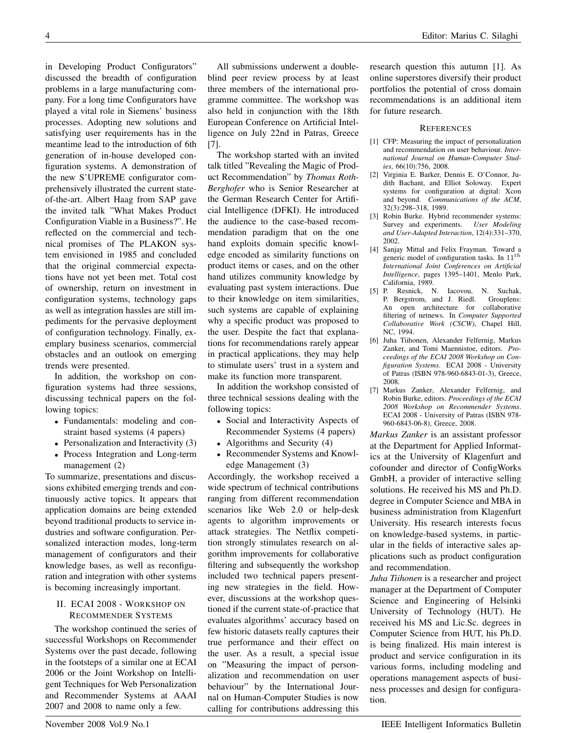in Developing Product Configurators" discussed the breadth of configuration problems in a large manufacturing company. For a long time Configurators have played a vital role in Siemens' business processes. Adopting new solutions and satisfying user requirements has in the meantime lead to the introduction of 6th generation of in-house developed configuration systems. A demonstration of the new S'UPREME configurator comprehensively illustrated the current state-of-the-art. Albert Haag from SAP gave the invited talk "What Makes Product Configuration Viable in a Business?". He reflected on the commercial and technical promises of The PLAKON system envisioned in 1985 and concluded that the original commercial expectations have not yet been met. Total cost of ownership, return on investment in configuration systems, technology gaps as well as integration hassles are still impediments for the pervasive deployment of configuration technology. Finally, exemplary business scenarios, commercial obstacles and an outlook on emerging trends were presented.

In addition, the workshop on configuration systems had three sessions, discussing technical papers on the following topics:

- Fundamentals: modeling and constraint based systems (4 papers)
- Personalization and Interactivity (3)
- Process Integration and Long-term management (2)

To summarize, presentations and discussions exhibited emerging trends and continuously active topics. It appears that application domains are being extended beyond traditional products to service industries and software configuration. Personalized interaction modes, long-term management of configurators and their knowledge bases, as well as reconfiguration and integration with other systems is becoming increasingly important.

## II. ECAI 2008 - Workshop on Recommender Systems

The workshop continued the series of successful Workshops on Recommender Systems over the past decade, following in the footsteps of a similar one at ECAI 2006 or the Joint Workshop on Intelligent Techniques for Web Personalization and Recommender Systems at AAAI 2007 and 2008 to name only a few.

All submissions underwent a double-blind peer review process by at least three members of the international programme committee. The workshop was also held in conjunction with the 18th European Conference on Artificial Intelligence on July 22nd in Patras, Greece [7].

The workshop started with an invited talk titled "Revealing the Magic of Product Recommendation" by *Thomas Roth-Berghofer* who is Senior Researcher at the German Research Center for Artificial Intelligence (DFKI). He introduced the audience to the case-based recommendation paradigm that on the one hand exploits domain specific knowledge encoded as similarity functions on product items or cases, and on the other hand utilizes community knowledge by evaluating past system interactions. Due to their knowledge on item similarities, such systems are capable of explaining why a specific product was proposed to the user. Despite the fact that explanations for recommendations rarely appear in practical applications, they may help to stimulate users' trust in a system and make its function more transparent.

In addition the workshop consisted of three technical sessions dealing with the following topics:

- Social and Interactivity Aspects of Recommender Systems (4 papers)
- Algorithms and Security (4)
- Recommender Systems and Knowledge Management (3)

Accordingly, the workshop received a wide spectrum of technical contributions ranging from different recommendation scenarios like Web 2.0 or help-desk agents to algorithm improvements or attack strategies. The Netflix competition strongly stimulates research on algorithm improvements for collaborative filtering and subsequently the workshop included two technical papers presenting new strategies in the field. However, discussions at the workshop questioned if the current state-of-practice that evaluates algorithms' accuracy based on few historic datasets really captures their true performance and their effect on the user. As a result, a special issue on "Measuring the impact of personalization and recommendation on user behaviour" by the International Journal on Human-Computer Studies is now calling for contributions addressing this research question this autumn [1]. As online superstores diversify their product portfolios the potential of cross domain recommendations is an additional item for future research.

### References

[1] CFP: Measuring the impact of personalization and recommendation on user behaviour. *International Journal on Human-Computer Studies*, 66(10):756, 2008.

[2] Virginia E. Barker, Dennis E. O'Connor, Judith Bachant, and Elliot Soloway. Expert systems for configuration at digital: Xcon and beyond. *Communications of the ACM*, 32(3):298–318, 1989.

[3] Robin Burke. Hybrid recommender systems: Survey and experiments. *User Modeling and User-Adapted Interaction*, 12(4):331–370, 2002.

[4] Sanjay Mittal and Felix Frayman. Toward a generic model of configuration tasks. In $11^{th}$ *International Joint Conferences on Artificial Intelligence*, pages 1395–1401, Menlo Park, California, 1989.

[5] P. Resnick, N. Iacovou, N. Suchak, P. Bergstrom, and J. Riedl. Grouplens: An open architecture for collaborative filtering of netnews. In *Computer Supported Collaborative Work (CSCW)*, Chapel Hill, NC, 1994.

[6] Juha Tiihonen, Alexander Felfernig, Markus Zanker, and Tomi Maennistoe, editors. *Proceedings of the ECAI 2008 Workshop on Configuration Systems*. ECAI 2008 - University of Patras (ISBN 978-960-6843-01-3), Greece, 2008.

[7] Markus Zanker, Alexander Felfernig, and Robin Burke, editors. *Proceedings of the ECAI 2008 Workshop on Recommender Systems*. ECAI 2008 - University of Patras (ISBN 978-960-6843-06-8), Greece, 2008.

*Markus Zanker* is an assistant professor at the Department for Applied Informatics at the University of Klagenfurt and cofounder and director of ConfigWorks GmbH, a provider of interactive selling solutions. He received his MS and Ph.D. degree in Computer Science and MBA in business administration from Klagenfurt University. His research interests focus on knowledge-based systems, in particular in the fields of interactive sales applications such as product configuration and recommendation.

*Juha Tiihonen* is a researcher and project manager at the Department of Computer Science and Engineering of Helsinki University of Technology (HUT). He received his MS and Lic.Sc. degrees in Computer Science from HUT, his Ph.D. is being finalized. His main interest is product and service configuration in its various forms, including modeling and operations management aspects of business processes and design for configuration.